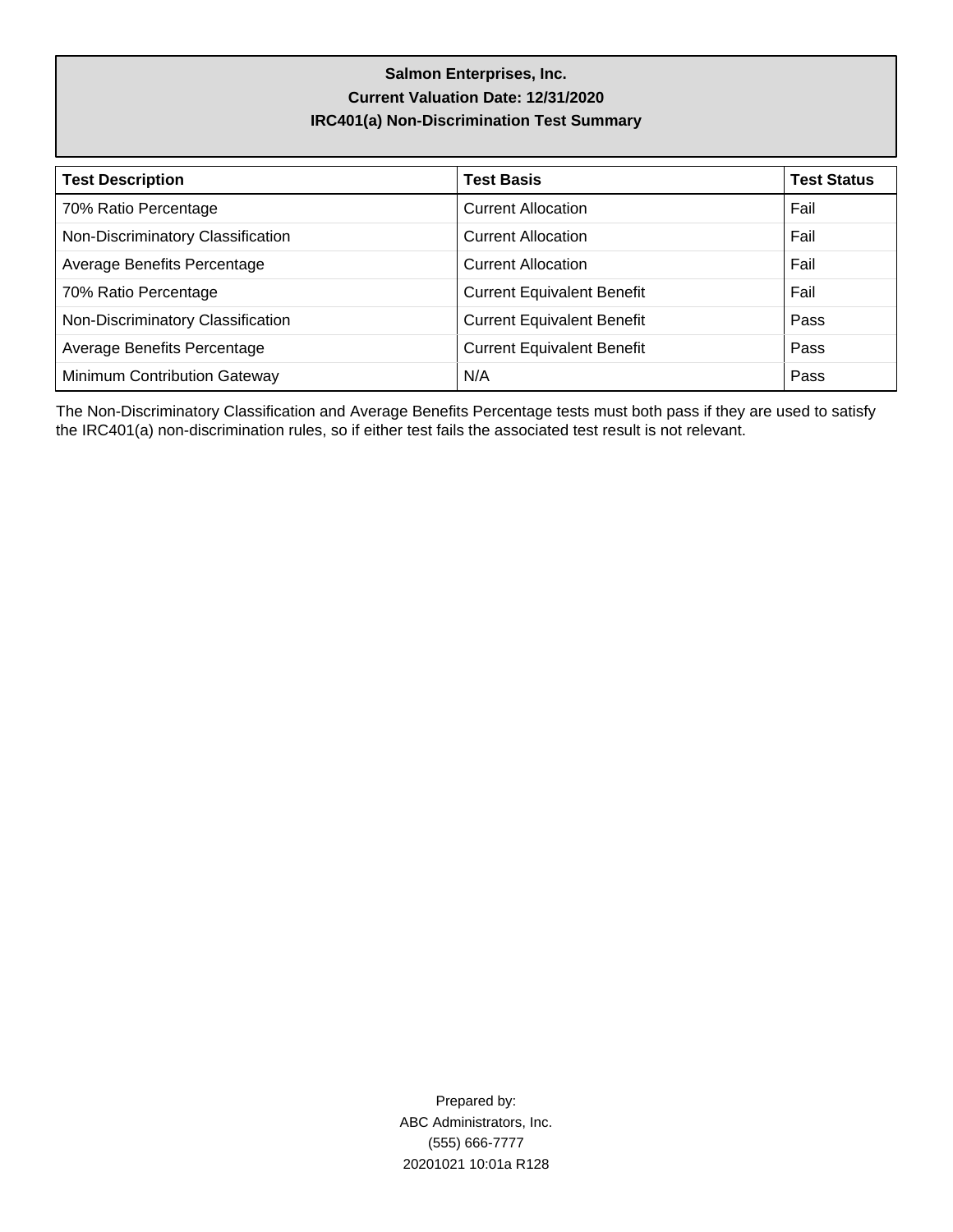# Salmon Enterprises, Inc.
## Current Valuation Date: 12/31/2020
## IRC401(a) Non-Discrimination Test Summary

| Test Description | Test Basis | Test Status |
|---|---|---|
| 70% Ratio Percentage | Current Allocation | Fail |
| Non-Discriminatory Classification | Current Allocation | Fail |
| Average Benefits Percentage | Current Allocation | Fail |
| 70% Ratio Percentage | Current Equivalent Benefit | Fail |
| Non-Discriminatory Classification | Current Equivalent Benefit | Pass |
| Average Benefits Percentage | Current Equivalent Benefit | Pass |
| Minimum Contribution Gateway | N/A | Pass |

The Non-Discriminatory Classification and Average Benefits Percentage tests must both pass if they are used to satisfy the IRC401(a) non-discrimination rules, so if either test fails the associated test result is not relevant.

Prepared by:
ABC Administrators, Inc.
(555) 666-7777
20201021 10:01a R128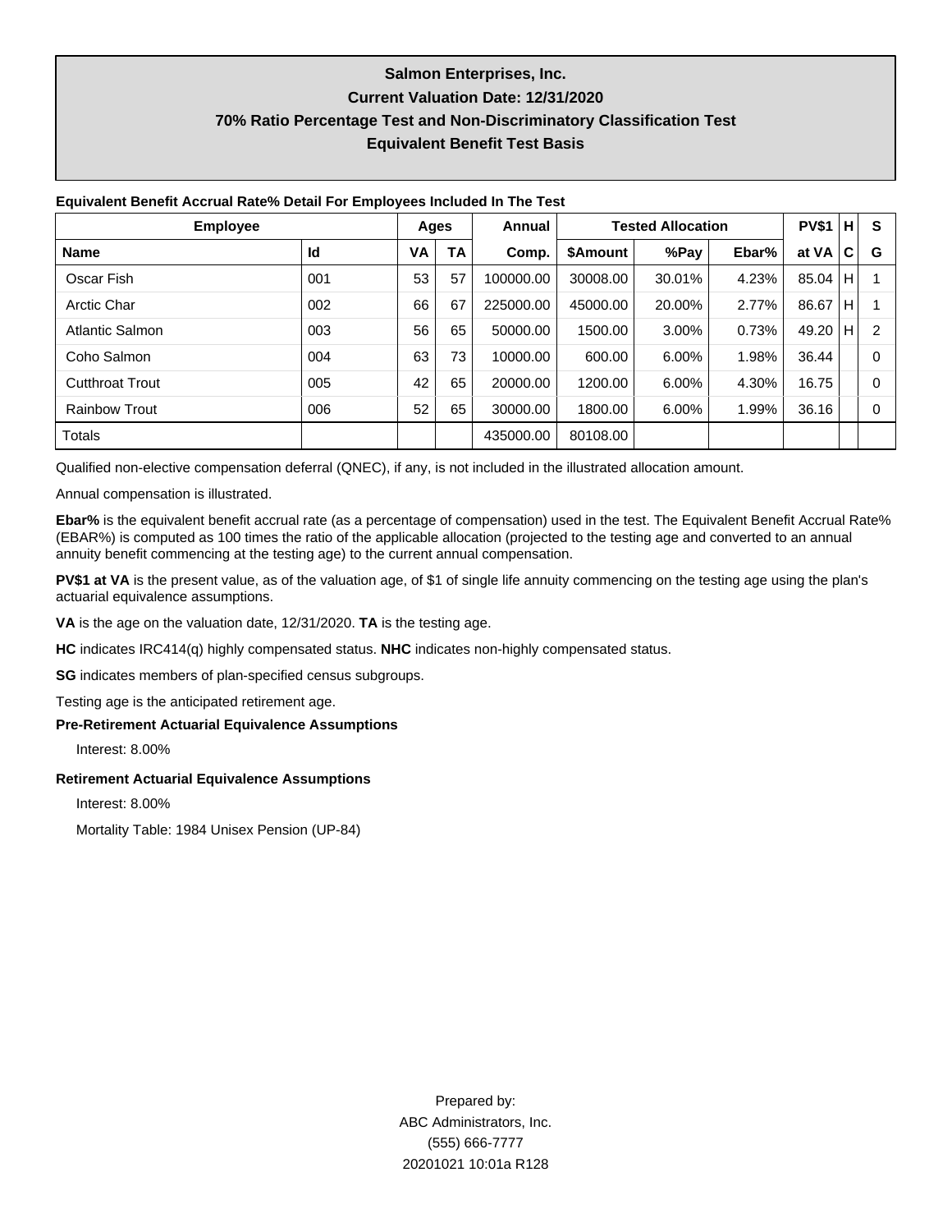# Salmon Enterprises, Inc.
## Current Valuation Date: 12/31/2020
## 70% Ratio Percentage Test and Non-Discriminatory Classification Test
## Equivalent Benefit Test Basis

**Equivalent Benefit Accrual Rate% Detail For Employees Included In The Test**

| Employee | | Ages | | Annual | Tested Allocation | | | PV$1 | H | S |
|---|---|---|---|---|---|---|---|---|---|---|
| **Name** | **Id** | **VA** | **TA** | **Comp.** | **$Amount** | **%Pay** | **Ebar%** | **at VA** | **C** | **G** |
| Oscar Fish | 001 | 53 | 57 | 100000.00 | 30008.00 | 30.01% | 4.23% | 85.04 | H | 1 |
| Arctic Char | 002 | 66 | 67 | 225000.00 | 45000.00 | 20.00% | 2.77% | 86.67 | H | 1 |
| Atlantic Salmon | 003 | 56 | 65 | 50000.00 | 1500.00 | 3.00% | 0.73% | 49.20 | H | 2 |
| Coho Salmon | 004 | 63 | 73 | 10000.00 | 600.00 | 6.00% | 1.98% | 36.44 | | 0 |
| Cutthroat Trout | 005 | 42 | 65 | 20000.00 | 1200.00 | 6.00% | 4.30% | 16.75 | | 0 |
| Rainbow Trout | 006 | 52 | 65 | 30000.00 | 1800.00 | 6.00% | 1.99% | 36.16 | | 0 |
| Totals | | | | 435000.00 | 80108.00 | | | | | |

Qualified non-elective compensation deferral (QNEC), if any, is not included in the illustrated allocation amount.

Annual compensation is illustrated.

**Ebar%** is the equivalent benefit accrual rate (as a percentage of compensation) used in the test. The Equivalent Benefit Accrual Rate% (EBAR%) is computed as 100 times the ratio of the applicable allocation (projected to the testing age and converted to an annual annuity benefit commencing at the testing age) to the current annual compensation.

**PV$1 at VA** is the present value, as of the valuation age, of $1 of single life annuity commencing on the testing age using the plan's actuarial equivalence assumptions.

**VA** is the age on the valuation date, 12/31/2020. **TA** is the testing age.

**HC** indicates IRC414(q) highly compensated status. **NHC** indicates non-highly compensated status.

**SG** indicates members of plan-specified census subgroups.

Testing age is the anticipated retirement age.

**Pre-Retirement Actuarial Equivalence Assumptions**

Interest: 8.00%

**Retirement Actuarial Equivalence Assumptions**

Interest: 8.00%

Mortality Table: 1984 Unisex Pension (UP-84)

Prepared by:
ABC Administrators, Inc.
(555) 666-7777
20201021 10:01a R128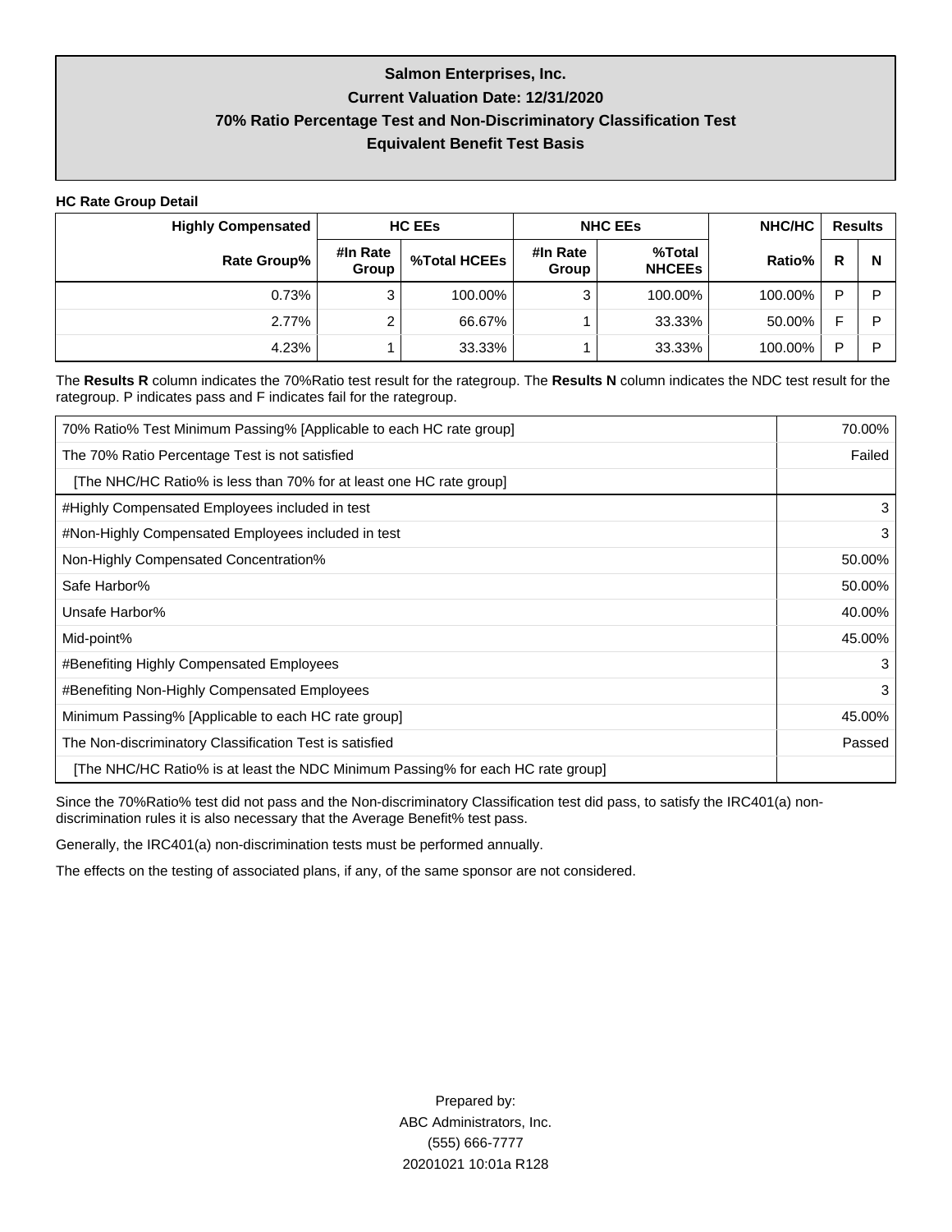# Salmon Enterprises, Inc.

## Current Valuation Date: 12/31/2020

## 70% Ratio Percentage Test and Non-Discriminatory Classification Test

## Equivalent Benefit Test Basis

**HC Rate Group Detail**

| Highly Compensated | HC EEs | | NHC EEs | | NHC/HC | Results | |
|---|---|---|---|---|---|---|---|
| Rate Group% | #In Rate Group | %Total HCEEs | #In Rate Group | %Total NHCEEs | Ratio% | R | N |
| 0.73% | 3 | 100.00% | 3 | 100.00% | 100.00% | P | P |
| 2.77% | 2 | 66.67% | 1 | 33.33% | 50.00% | F | P |
| 4.23% | 1 | 33.33% | 1 | 33.33% | 100.00% | P | P |

The **Results R** column indicates the 70%Ratio test result for the rategroup. The **Results N** column indicates the NDC test result for the rategroup. P indicates pass and F indicates fail for the rategroup.

| | |
|---|---|
| 70% Ratio% Test Minimum Passing% [Applicable to each HC rate group] | 70.00% |
| The 70% Ratio Percentage Test is not satisfied | Failed |
| [The NHC/HC Ratio% is less than 70% for at least one HC rate group] | |
| #Highly Compensated Employees included in test | 3 |
| #Non-Highly Compensated Employees included in test | 3 |
| Non-Highly Compensated Concentration% | 50.00% |
| Safe Harbor% | 50.00% |
| Unsafe Harbor% | 40.00% |
| Mid-point% | 45.00% |
| #Benefiting Highly Compensated Employees | 3 |
| #Benefiting Non-Highly Compensated Employees | 3 |
| Minimum Passing% [Applicable to each HC rate group] | 45.00% |
| The Non-discriminatory Classification Test is satisfied | Passed |
| [The NHC/HC Ratio% is at least the NDC Minimum Passing% for each HC rate group] | |

Since the 70%Ratio% test did not pass and the Non-discriminatory Classification test did pass, to satisfy the IRC401(a) non-discrimination rules it is also necessary that the Average Benefit% test pass.

Generally, the IRC401(a) non-discrimination tests must be performed annually.

The effects on the testing of associated plans, if any, of the same sponsor are not considered.

Prepared by:
ABC Administrators, Inc.
(555) 666-7777
20201021 10:01a R128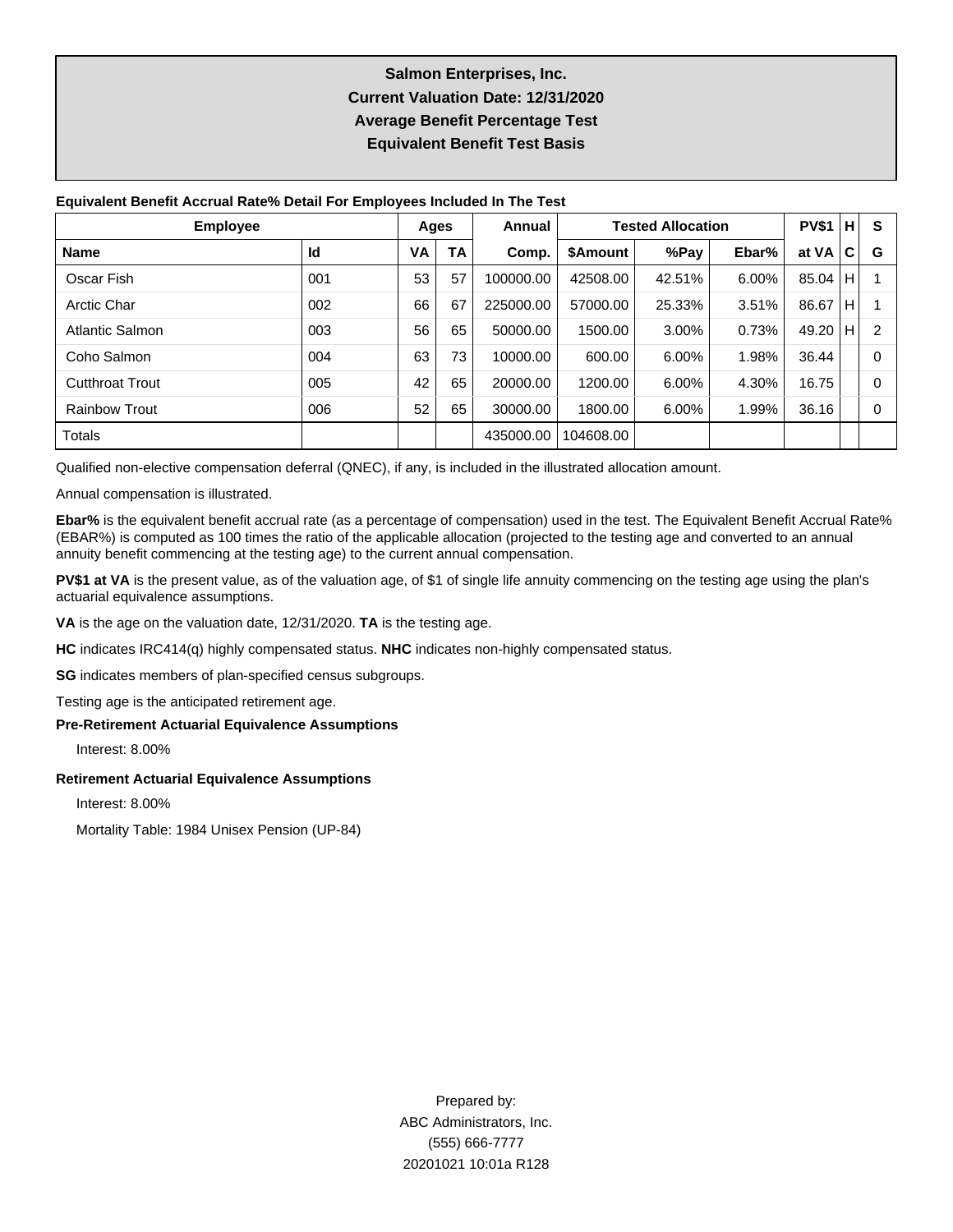# Salmon Enterprises, Inc.
## Current Valuation Date: 12/31/2020
## Average Benefit Percentage Test
## Equivalent Benefit Test Basis

**Equivalent Benefit Accrual Rate% Detail For Employees Included In The Test**

| Employee | | Ages | | Annual | Tested Allocation | | | PV$1 | H | S |
|---|---|---|---|---|---|---|---|---|---|---|
| **Name** | **Id** | **VA** | **TA** | **Comp.** | **$Amount** | **%Pay** | **Ebar%** | **at VA** | **C** | **G** |
| Oscar Fish | 001 | 53 | 57 | 100000.00 | 42508.00 | 42.51% | 6.00% | 85.04 | H | 1 |
| Arctic Char | 002 | 66 | 67 | 225000.00 | 57000.00 | 25.33% | 3.51% | 86.67 | H | 1 |
| Atlantic Salmon | 003 | 56 | 65 | 50000.00 | 1500.00 | 3.00% | 0.73% | 49.20 | H | 2 |
| Coho Salmon | 004 | 63 | 73 | 10000.00 | 600.00 | 6.00% | 1.98% | 36.44 | | 0 |
| Cutthroat Trout | 005 | 42 | 65 | 20000.00 | 1200.00 | 6.00% | 4.30% | 16.75 | | 0 |
| Rainbow Trout | 006 | 52 | 65 | 30000.00 | 1800.00 | 6.00% | 1.99% | 36.16 | | 0 |
| Totals | | | | 435000.00 | 104608.00 | | | | | |

Qualified non-elective compensation deferral (QNEC), if any, is included in the illustrated allocation amount.

Annual compensation is illustrated.

**Ebar%** is the equivalent benefit accrual rate (as a percentage of compensation) used in the test. The Equivalent Benefit Accrual Rate% (EBAR%) is computed as 100 times the ratio of the applicable allocation (projected to the testing age and converted to an annual annuity benefit commencing at the testing age) to the current annual compensation.

**PV$1 at VA** is the present value, as of the valuation age, of $1 of single life annuity commencing on the testing age using the plan's actuarial equivalence assumptions.

**VA** is the age on the valuation date, 12/31/2020. **TA** is the testing age.

**HC** indicates IRC414(q) highly compensated status. **NHC** indicates non-highly compensated status.

**SG** indicates members of plan-specified census subgroups.

Testing age is the anticipated retirement age.

**Pre-Retirement Actuarial Equivalence Assumptions**

Interest: 8.00%

**Retirement Actuarial Equivalence Assumptions**

Interest: 8.00%

Mortality Table: 1984 Unisex Pension (UP-84)

Prepared by:
ABC Administrators, Inc.
(555) 666-7777
20201021 10:01a R128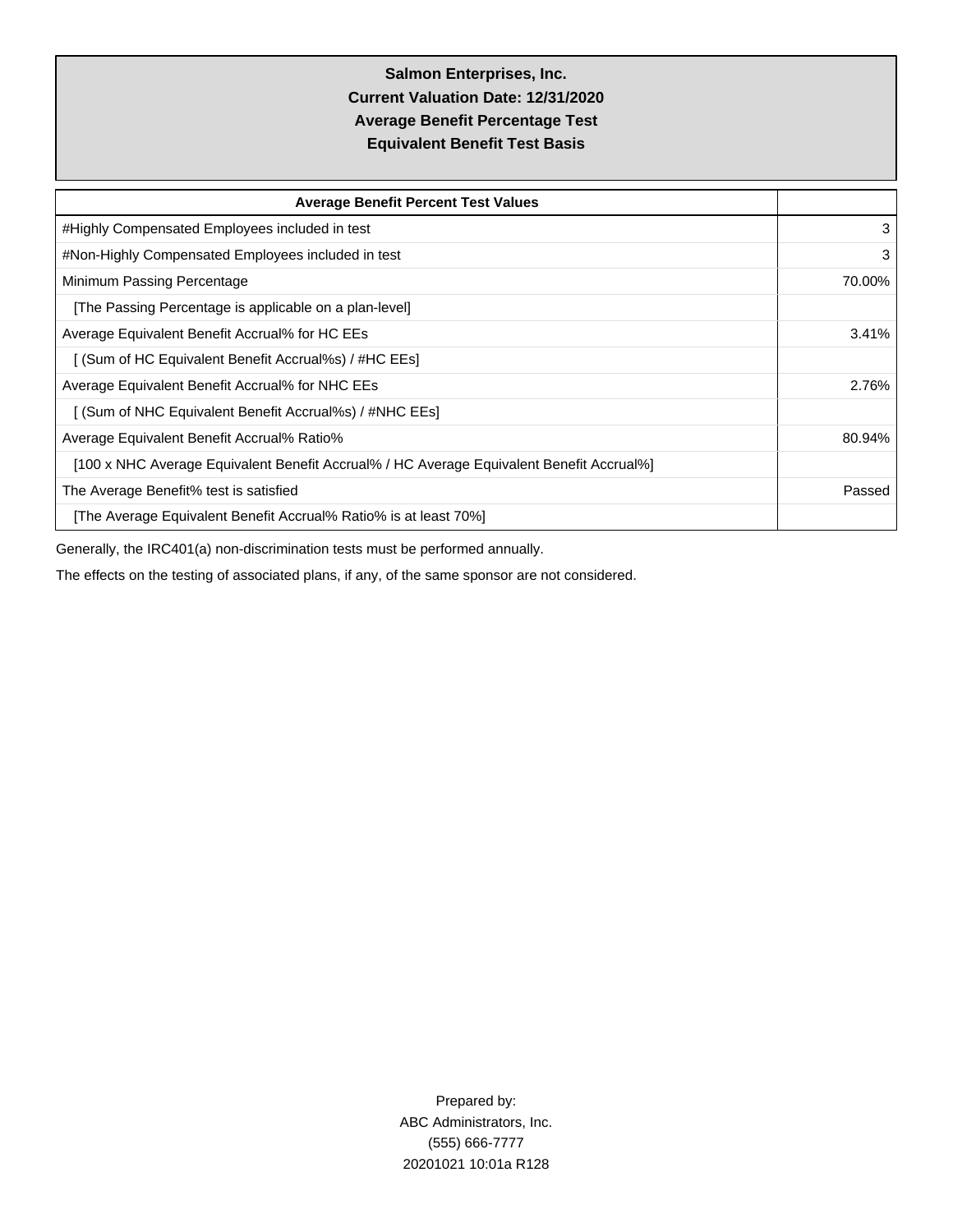# Salmon Enterprises, Inc.
## Current Valuation Date: 12/31/2020
## Average Benefit Percentage Test
## Equivalent Benefit Test Basis

| Average Benefit Percent Test Values | |
|---|---|
| #Highly Compensated Employees included in test | 3 |
| #Non-Highly Compensated Employees included in test | 3 |
| Minimum Passing Percentage | 70.00% |
| [The Passing Percentage is applicable on a plan-level] | |
| Average Equivalent Benefit Accrual% for HC EEs | 3.41% |
| [ (Sum of HC Equivalent Benefit Accrual%s) / #HC EEs] | |
| Average Equivalent Benefit Accrual% for NHC EEs | 2.76% |
| [ (Sum of NHC Equivalent Benefit Accrual%s) / #NHC EEs] | |
| Average Equivalent Benefit Accrual% Ratio% | 80.94% |
| [100 x NHC Average Equivalent Benefit Accrual% / HC Average Equivalent Benefit Accrual%] | |
| The Average Benefit% test is satisfied | Passed |
| [The Average Equivalent Benefit Accrual% Ratio% is at least 70%] | |

Generally, the IRC401(a) non-discrimination tests must be performed annually.

The effects on the testing of associated plans, if any, of the same sponsor are not considered.

Prepared by:
ABC Administrators, Inc.
(555) 666-7777
20201021 10:01a R128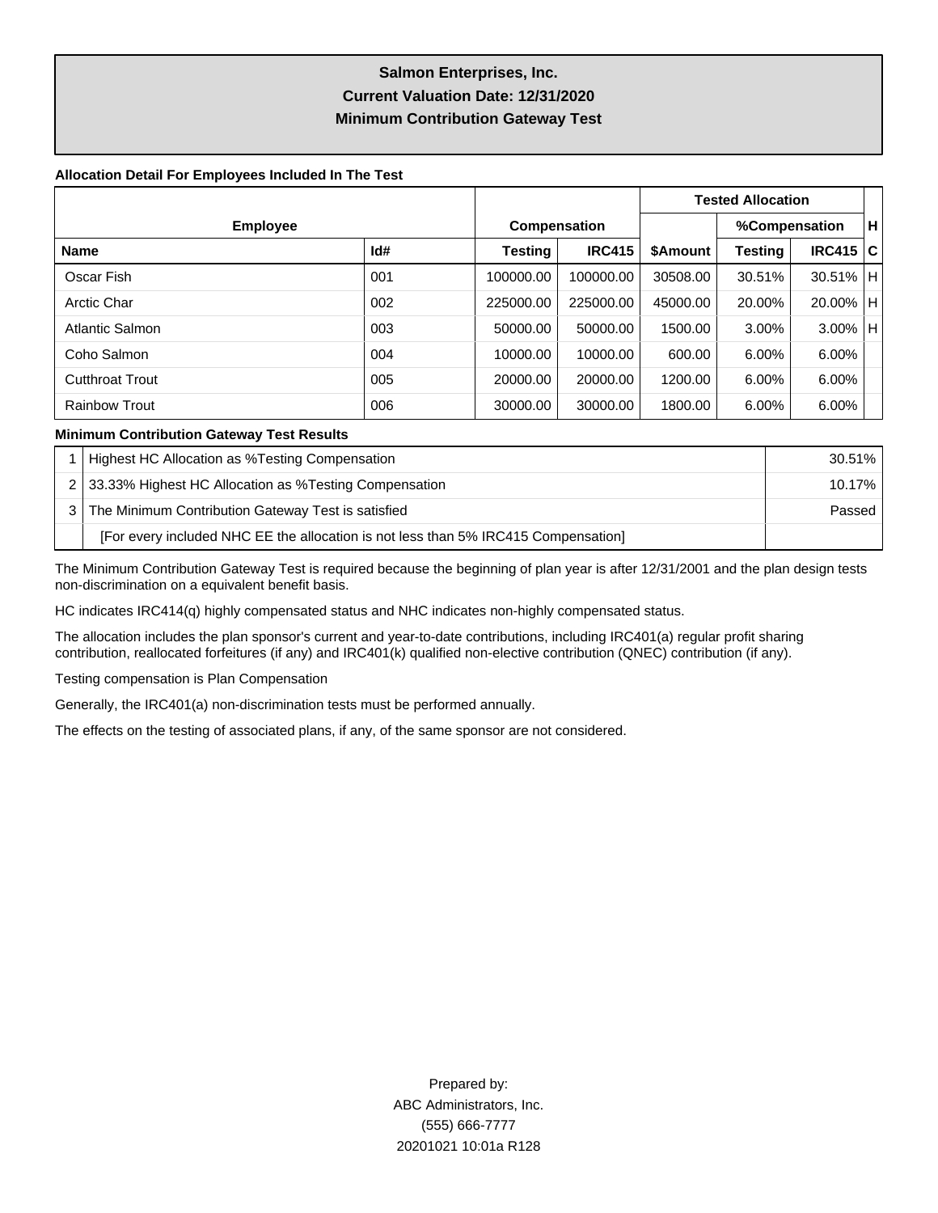# Salmon Enterprises, Inc.
## Current Valuation Date: 12/31/2020
## Minimum Contribution Gateway Test

**Allocation Detail For Employees Included In The Test**

| Employee | | Compensation | | Tested Allocation | | | H |
|---|---|---|---|---|---|---|---|
| | | | | | %Compensation | | |
| **Name** | **Id#** | **Testing** | **IRC415** | **$Amount** | **Testing** | **IRC415** | **C** |
| Oscar Fish | 001 | 100000.00 | 100000.00 | 30508.00 | 30.51% | 30.51% | H |
| Arctic Char | 002 | 225000.00 | 225000.00 | 45000.00 | 20.00% | 20.00% | H |
| Atlantic Salmon | 003 | 50000.00 | 50000.00 | 1500.00 | 3.00% | 3.00% | H |
| Coho Salmon | 004 | 10000.00 | 10000.00 | 600.00 | 6.00% | 6.00% | |
| Cutthroat Trout | 005 | 20000.00 | 20000.00 | 1200.00 | 6.00% | 6.00% | |
| Rainbow Trout | 006 | 30000.00 | 30000.00 | 1800.00 | 6.00% | 6.00% | |

**Minimum Contribution Gateway Test Results**

| | | |
|---|---|---|
| 1 | Highest HC Allocation as %Testing Compensation | 30.51% |
| 2 | 33.33% Highest HC Allocation as %Testing Compensation | 10.17% |
| 3 | The Minimum Contribution Gateway Test is satisfied | Passed |
| | [For every included NHC EE the allocation is not less than 5% IRC415 Compensation] | |

The Minimum Contribution Gateway Test is required because the beginning of plan year is after 12/31/2001 and the plan design tests non-discrimination on a equivalent benefit basis.

HC indicates IRC414(q) highly compensated status and NHC indicates non-highly compensated status.

The allocation includes the plan sponsor's current and year-to-date contributions, including IRC401(a) regular profit sharing contribution, reallocated forfeitures (if any) and IRC401(k) qualified non-elective contribution (QNEC) contribution (if any).

Testing compensation is Plan Compensation

Generally, the IRC401(a) non-discrimination tests must be performed annually.

The effects on the testing of associated plans, if any, of the same sponsor are not considered.

Prepared by:
ABC Administrators, Inc.
(555) 666-7777
20201021 10:01a R128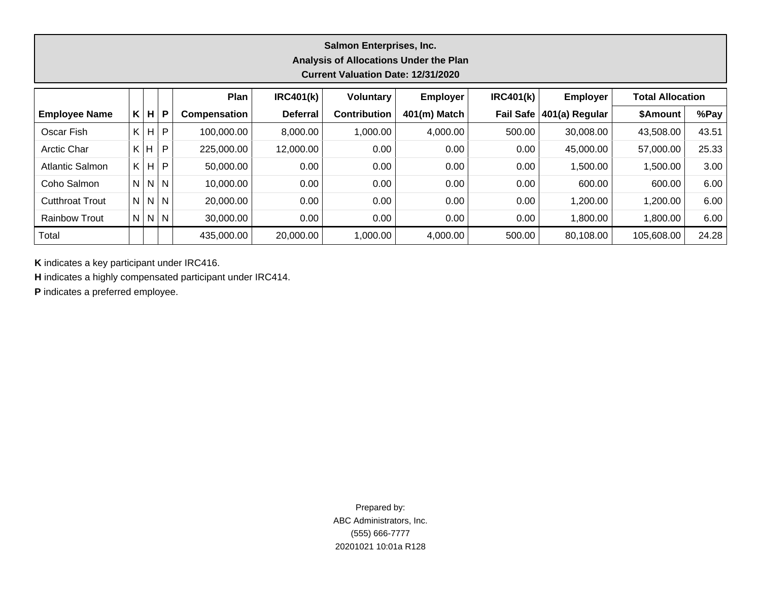**Salmon Enterprises, Inc.**
**Analysis of Allocations Under the Plan**
**Current Valuation Date: 12/31/2020**

| | | | | Plan | IRC401(k) | Voluntary | Employer | IRC401(k) | Employer | Total Allocation | |
|---|---|---|---|---|---|---|---|---|---|---|---|
| **Employee Name** | **K** | **H** | **P** | **Compensation** | **Deferral** | **Contribution** | **401(m) Match** | **Fail Safe** | **401(a) Regular** | **$Amount** | **%Pay** |
| Oscar Fish | K | H | P | 100,000.00 | 8,000.00 | 1,000.00 | 4,000.00 | 500.00 | 30,008.00 | 43,508.00 | 43.51 |
| Arctic Char | K | H | P | 225,000.00 | 12,000.00 | 0.00 | 0.00 | 0.00 | 45,000.00 | 57,000.00 | 25.33 |
| Atlantic Salmon | K | H | P | 50,000.00 | 0.00 | 0.00 | 0.00 | 0.00 | 1,500.00 | 1,500.00 | 3.00 |
| Coho Salmon | N | N | N | 10,000.00 | 0.00 | 0.00 | 0.00 | 0.00 | 600.00 | 600.00 | 6.00 |
| Cutthroat Trout | N | N | N | 20,000.00 | 0.00 | 0.00 | 0.00 | 0.00 | 1,200.00 | 1,200.00 | 6.00 |
| Rainbow Trout | N | N | N | 30,000.00 | 0.00 | 0.00 | 0.00 | 0.00 | 1,800.00 | 1,800.00 | 6.00 |
| Total | | | | 435,000.00 | 20,000.00 | 1,000.00 | 4,000.00 | 500.00 | 80,108.00 | 105,608.00 | 24.28 |

**K** indicates a key participant under IRC416.

**H** indicates a highly compensated participant under IRC414.

**P** indicates a preferred employee.

Prepared by:
ABC Administrators, Inc.
(555) 666-7777
20201021 10:01a R128